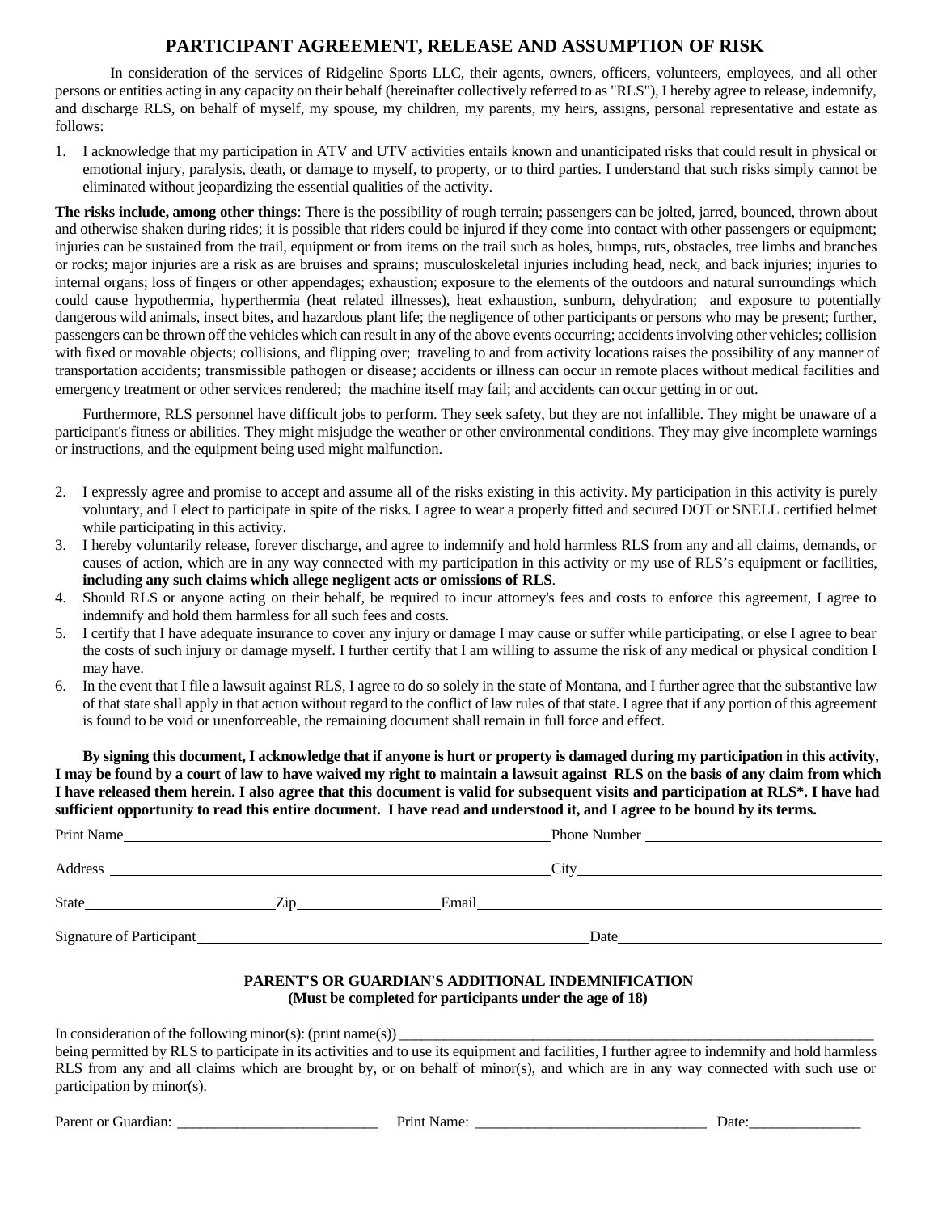# PARTICIPANT AGREEMENT, RELEASE AND ASSUMPTION OF RISK

In consideration of the services of Ridgeline Sports LLC, their agents, owners, officers, volunteers, employees, and all other persons or entities acting in any capacity on their behalf (hereinafter collectively referred to as "RLS"), I hereby agree to release, indemnify, and discharge RLS, on behalf of myself, my spouse, my children, my parents, my heirs, assigns, personal representative and estate as follows:

1. I acknowledge that my participation in ATV and UTV activities entails known and unanticipated risks that could result in physical or emotional injury, paralysis, death, or damage to myself, to property, or to third parties. I understand that such risks simply cannot be eliminated without jeopardizing the essential qualities of the activity.

**The risks include, among other things**: There is the possibility of rough terrain; passengers can be jolted, jarred, bounced, thrown about and otherwise shaken during rides; it is possible that riders could be injured if they come into contact with other passengers or equipment; injuries can be sustained from the trail, equipment or from items on the trail such as holes, bumps, ruts, obstacles, tree limbs and branches or rocks; major injuries are a risk as are bruises and sprains; musculoskeletal injuries including head, neck, and back injuries; injuries to internal organs; loss of fingers or other appendages; exhaustion; exposure to the elements of the outdoors and natural surroundings which could cause hypothermia, hyperthermia (heat related illnesses), heat exhaustion, sunburn, dehydration; and exposure to potentially dangerous wild animals, insect bites, and hazardous plant life; the negligence of other participants or persons who may be present; further, passengers can be thrown off the vehicles which can result in any of the above events occurring; accidents involving other vehicles; collision with fixed or movable objects; collisions, and flipping over; traveling to and from activity locations raises the possibility of any manner of transportation accidents; transmissible pathogen or disease; accidents or illness can occur in remote places without medical facilities and emergency treatment or other services rendered; the machine itself may fail; and accidents can occur getting in or out.

Furthermore, RLS personnel have difficult jobs to perform. They seek safety, but they are not infallible. They might be unaware of a participant's fitness or abilities. They might misjudge the weather or other environmental conditions. They may give incomplete warnings or instructions, and the equipment being used might malfunction.

2. I expressly agree and promise to accept and assume all of the risks existing in this activity. My participation in this activity is purely voluntary, and I elect to participate in spite of the risks. I agree to wear a properly fitted and secured DOT or SNELL certified helmet while participating in this activity.
3. I hereby voluntarily release, forever discharge, and agree to indemnify and hold harmless RLS from any and all claims, demands, or causes of action, which are in any way connected with my participation in this activity or my use of RLS's equipment or facilities, **including any such claims which allege negligent acts or omissions of RLS**.
4. Should RLS or anyone acting on their behalf, be required to incur attorney's fees and costs to enforce this agreement, I agree to indemnify and hold them harmless for all such fees and costs.
5. I certify that I have adequate insurance to cover any injury or damage I may cause or suffer while participating, or else I agree to bear the costs of such injury or damage myself. I further certify that I am willing to assume the risk of any medical or physical condition I may have.
6. In the event that I file a lawsuit against RLS, I agree to do so solely in the state of Montana, and I further agree that the substantive law of that state shall apply in that action without regard to the conflict of law rules of that state. I agree that if any portion of this agreement is found to be void or unenforceable, the remaining document shall remain in full force and effect.

**By signing this document, I acknowledge that if anyone is hurt or property is damaged during my participation in this activity, I may be found by a court of law to have waived my right to maintain a lawsuit against RLS on the basis of any claim from which I have released them herein. I also agree that this document is valid for subsequent visits and participation at RLS*. I have had sufficient opportunity to read this entire document. I have read and understood it, and I agree to be bound by its terms.**

Print Name\_\_\_\_\_\_\_\_\_\_\_\_\_\_\_\_\_\_\_\_\_\_\_\_\_\_\_\_\_\_\_\_\_\_\_\_\_\_\_\_ Phone Number \_\_\_\_\_\_\_\_\_\_\_\_\_\_\_\_\_\_\_\_\_\_\_\_

Address \_\_\_\_\_\_\_\_\_\_\_\_\_\_\_\_\_\_\_\_\_\_\_\_\_\_\_\_\_\_\_\_\_\_\_\_\_\_\_\_\_\_\_\_ City\_\_\_\_\_\_\_\_\_\_\_\_\_\_\_\_\_\_\_\_\_\_\_\_\_\_\_\_\_\_\_\_

State\_\_\_\_\_\_\_\_\_\_\_\_\_\_\_\_\_\_\_ Zip\_\_\_\_\_\_\_\_\_\_\_\_\_\_\_ Email\_\_\_\_\_\_\_\_\_\_\_\_\_\_\_\_\_\_\_\_\_\_\_\_\_\_\_\_\_\_\_\_\_\_\_\_\_\_\_\_\_\_\_\_

Signature of Participant\_\_\_\_\_\_\_\_\_\_\_\_\_\_\_\_\_\_\_\_\_\_\_\_\_\_\_\_\_\_\_\_\_\_\_\_\_\_\_\_ Date\_\_\_\_\_\_\_\_\_\_\_\_\_\_\_\_\_\_\_\_\_\_\_\_\_\_\_\_

## PARENT'S OR GUARDIAN'S ADDITIONAL INDEMNIFICATION
**(Must be completed for participants under the age of 18)**

In consideration of the following minor(s): (print name(s)) \_\_\_\_\_\_\_\_\_\_\_\_\_\_\_\_\_\_\_\_\_\_\_\_\_\_\_\_\_\_\_\_\_\_\_\_\_\_\_\_\_\_\_\_\_\_\_\_\_\_\_\_\_\_\_\_\_\_\_\_ being permitted by RLS to participate in its activities and to use its equipment and facilities, I further agree to indemnify and hold harmless RLS from any and all claims which are brought by, or on behalf of minor(s), and which are in any way connected with such use or participation by minor(s).

Parent or Guardian: \_\_\_\_\_\_\_\_\_\_\_\_\_\_\_\_\_\_\_\_\_\_\_\_\_\_\_ Print Name: \_\_\_\_\_\_\_\_\_\_\_\_\_\_\_\_\_\_\_\_\_\_\_\_\_\_\_\_\_\_\_ Date:\_\_\_\_\_\_\_\_\_\_\_\_\_\_\_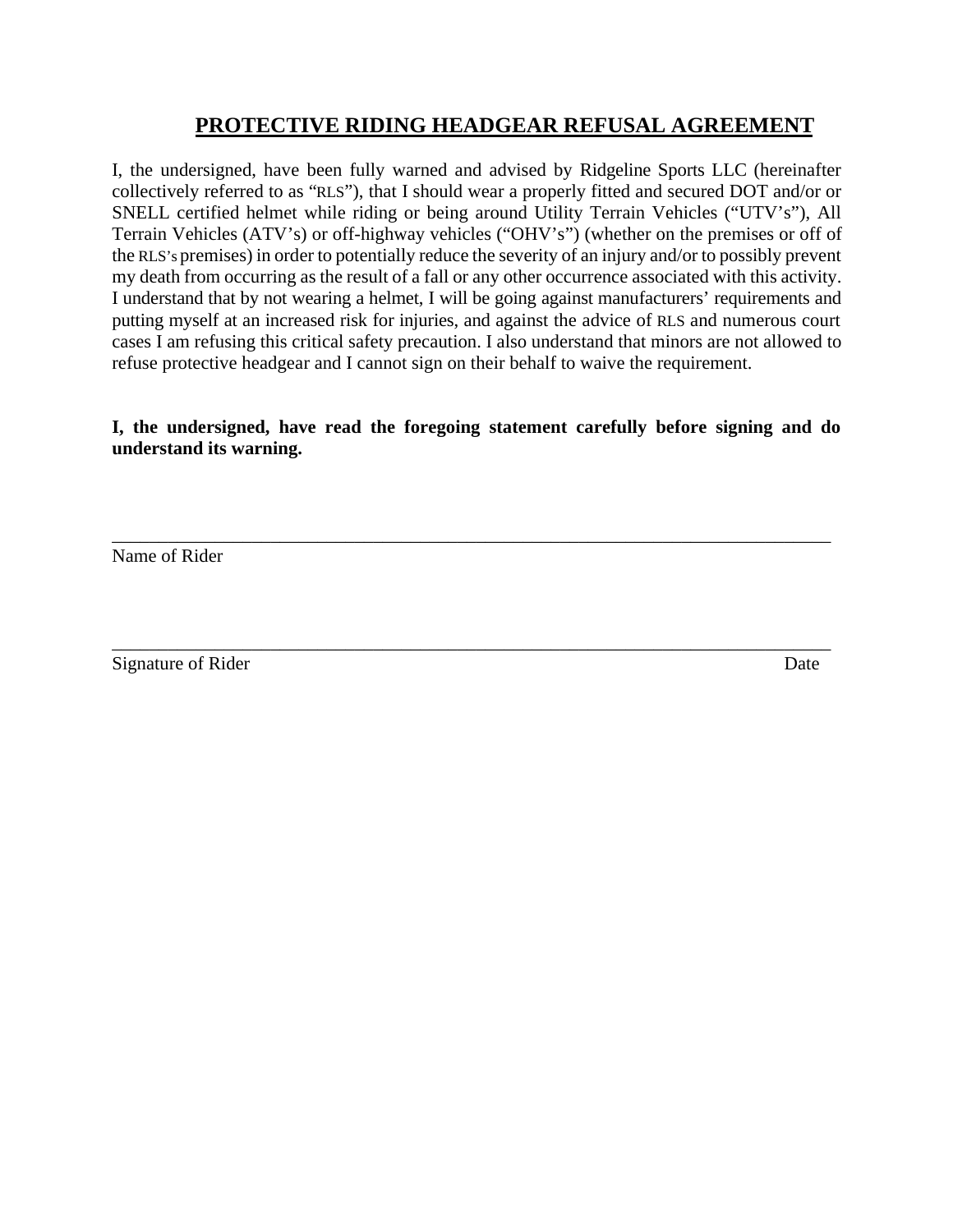## PROTECTIVE RIDING HEADGEAR REFUSAL AGREEMENT

I, the undersigned, have been fully warned and advised by Ridgeline Sports LLC (hereinafter collectively referred to as "RLS"), that I should wear a properly fitted and secured DOT and/or or SNELL certified helmet while riding or being around Utility Terrain Vehicles ("UTV's"), All Terrain Vehicles (ATV's) or off-highway vehicles ("OHV's") (whether on the premises or off of the RLS's premises) in order to potentially reduce the severity of an injury and/or to possibly prevent my death from occurring as the result of a fall or any other occurrence associated with this activity. I understand that by not wearing a helmet, I will be going against manufacturers' requirements and putting myself at an increased risk for injuries, and against the advice of RLS and numerous court cases I am refusing this critical safety precaution. I also understand that minors are not allowed to refuse protective headgear and I cannot sign on their behalf to waive the requirement.

**I, the undersigned, have read the foregoing statement carefully before signing and do understand its warning.**

\_\_\_\_\_\_\_\_\_\_\_\_\_\_\_\_\_\_\_\_\_\_\_\_\_\_\_\_\_\_\_\_\_\_\_\_\_\_\_\_\_\_\_\_\_\_\_\_\_\_\_\_\_\_\_\_\_\_\_\_\_\_\_\_\_\_\_\_\_\_\_\_\_\_
Name of Rider

\_\_\_\_\_\_\_\_\_\_\_\_\_\_\_\_\_\_\_\_\_\_\_\_\_\_\_\_\_\_\_\_\_\_\_\_\_\_\_\_\_\_\_\_\_\_\_\_\_\_\_\_\_\_\_\_\_\_\_\_\_\_\_\_\_\_\_\_\_\_\_\_\_\_
Signature of Rider Date